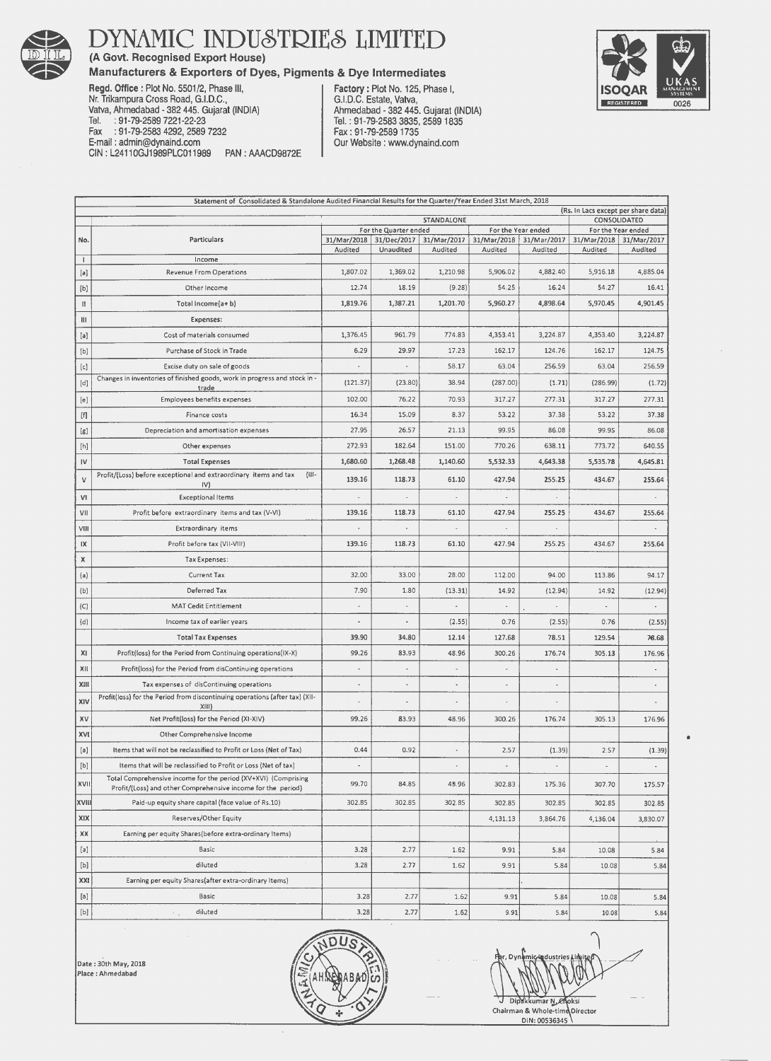# DYNAMIC INDUSTRIES LIMITED

**(A Govt. Recognised Export House)**

**Manufacturers & Exporters of Dyes, Pigments & Dye Intermediates**

**Regd. Office :** Plot No. 5501/2, Phase III, Nr. Trikampura Cross Road, G.I.D.C., Vatva, Ahmedabad - 382 445. Gujarat (INDIA)
Tel. : 91-79-2589 7221-22-23
Fax : 91-79-2583 4292, 2589 7232
E-mail : admin@dynaind.com
CIN : L24110GJ1989PLC011989 PAN : AAACD9872E

**Factory :** Plot No. 125, Phase I, G.I.D.C. Estate, Vatva, Ahmedabad - 382 445. Gujarat (INDIA)
Tel. : 91-79-2583 3835, 2589 1835
Fax : 91-79-2589 1735
Our Website : www.dynaind.com

ISOQAR REGISTERED | UKAS MANAGEMENT SYSTEMS 0026

Statement of Consolidated & Standalone Audited Financial Results for the Quarter/Year Ended 31st March, 2018

(Rs. In Lacs except per share data)

| No. | Particulars | STANDALONE | | | | | CONSOLIDATED | |
|---|---|---|---|---|---|---|---|---|
| | | For the Quarter ended | | | For the Year ended | | For the Year ended | |
| | | 31/Mar/2018 | 31/Dec/2017 | 31/Mar/2017 | 31/Mar/2018 | 31/Mar/2017 | 31/Mar/2018 | 31/Mar/2017 |
| | | Audited | Unaudited | Audited | Audited | Audited | Audited | Audited |
| I | Income | | | | | | | |
| [a] | Revenue From Operations | 1,807.02 | 1,369.02 | 1,210.98 | 5,906.02 | 4,882.40 | 5,916.18 | 4,885.04 |
| [b] | Other Income | 12.74 | 18.19 | (9.28) | 54.25 | 16.24 | 54.27 | 16.41 |
| II | Total Income(a+ b) | 1,819.76 | 1,387.21 | 1,201.70 | 5,960.27 | 4,898.64 | 5,970.45 | 4,901.45 |
| III | Expenses: | | | | | | | |
| [a] | Cost of materials consumed | 1,376.45 | 961.79 | 774.83 | 4,353.41 | 3,224.87 | 4,353.40 | 3,224.87 |
| [b] | Purchase of Stock in Trade | 6.29 | 29.97 | 17.23 | 162.17 | 124.76 | 162.17 | 124.75 |
| [c] | Excise duty on sale of goods | - | - | 58.17 | 63.04 | 256.59 | 63.04 | 256.59 |
| [d] | Changes in inventories of finished goods, work in progress and stock in - trade | (121.37) | (23.80) | 38.94 | (287.00) | (1.71) | (286.99) | (1.72) |
| [e] | Employees benefits expenses | 102.00 | 76.22 | 70.93 | 317.27 | 277.31 | 317.27 | 277.31 |
| [f] | Finance costs | 16.34 | 15.09 | 8.37 | 53.22 | 37.38 | 53.22 | 37.38 |
| [g] | Depreciation and amortisation expenses | 27.95 | 26.57 | 21.13 | 99.95 | 86.08 | 99.95 | 86.08 |
| [h] | Other expenses | 272.93 | 182.64 | 151.00 | 770.26 | 638.11 | 773.72 | 640.55 |
| IV | Total Expenses | 1,680.60 | 1,268.48 | 1,140.60 | 5,532.33 | 4,643.38 | 5,535.78 | 4,645.81 |
| V | Profit/(Loss) before exceptional and extraordinary items and tax (III-IV) | 139.16 | 118.73 | 61.10 | 427.94 | 255.25 | 434.67 | 255.64 |
| VI | Exceptional Items | - | - | - | - | - | - | - |
| VII | Profit before extraordinary items and tax (V-VI) | 139.16 | 118.73 | 61.10 | 427.94 | 255.25 | 434.67 | 255.64 |
| VIII | Extraordinary items | - | - | - | - | - | - | - |
| IX | Profit before tax (VII-VIII) | 139.16 | 118.73 | 61.10 | 427.94 | 255.25 | 434.67 | 255.64 |
| X | Tax Expenses: | | | | | | | |
| (a) | Current Tax | 32.00 | 33.00 | 28.00 | 112.00 | 94.00 | 113.86 | 94.17 |
| (b) | Deferred Tax | 7.90 | 1.80 | (13.31) | 14.92 | (12.94) | 14.92 | (12.94) |
| (C) | MAT Cedit Entitlement | - | - | - | - | - | - | - |
| (d) | Income tax of earlier years | - | - | (2.55) | 0.76 | (2.55) | 0.76 | (2.55) |
| | Total Tax Expenses | 39.90 | 34.80 | 12.14 | 127.68 | 78.51 | 129.54 | 78.68 |
| XI | Profit(loss) for the Period from Continuing operations(IX-X) | 99.26 | 83.93 | 48.96 | 300.26 | 176.74 | 305.13 | 176.96 |
| XII | Profit(loss) for the Period from disContinuing operations | - | - | - | - | - | | - |
| XIII | Tax expenses of disContinuing operations | - | - | - | - | - | | - |
| XIV | Profit(loss) for the Period from discontinuing operations (after tax) (XII-XIII) | - | - | - | - | - | | - |
| XV | Net Profit(loss) for the Period (XI-XIV) | 99.26 | 83.93 | 48.96 | 300.26 | 176.74 | 305.13 | 176.96 |
| XVI | Other Comprehensive Income | | | | | | | |
| [a] | Items that will not be reclassified to Profit or Loss (Net of Tax) | 0.44 | 0.92 | - | 2.57 | (1.39) | 2.57 | (1.39) |
| [b] | Items that will be reclassified to Profit or Loss (Net of tax) | - | | - | - | - | - | - |
| XVII | Total Comprehensive Income for the period (XV+XVI) (Comprising Profit/(Loss) and other Comprehensive income for the period) | 99.70 | 84.85 | 48.96 | 302.83 | 175.36 | 307.70 | 175.57 |
| XVIII | Paid-up equity share capital (face value of Rs.10) | 302.85 | 302.85 | 302.85 | 302.85 | 302.85 | 302.85 | 302.85 |
| XIX | Reserves/Other Equity | | | | 4,131.13 | 3,864.76 | 4,136.04 | 3,830.07 |
| XX | Earning per equity Shares(before extra-ordinary Items) | | | | | | | |
| [a] | Basic | 3.28 | 2.77 | 1.62 | 9.91 | 5.84 | 10.08 | 5.84 |
| [b] | diluted | 3.28 | 2.77 | 1.62 | 9.91 | 5.84 | 10.08 | 5.84 |
| XXI | Earning per equity Shares(after extra-ordinary Items) | | | | | | | |
| [a] | Basic | 3.28 | 2.77 | 1.62 | 9.91 | 5.84 | 10.08 | 5.84 |
| [b] | diluted | 3.28 | 2.77 | 1.62 | 9.91 | 5.84 | 10.08 | 5.84 |

Date : 30th May, 2018
Place : Ahmedabad

For, Dynamic Industries Limited

Dipakkumar N. Choksi
Chairman & Whole-time Director
DIN: 00536345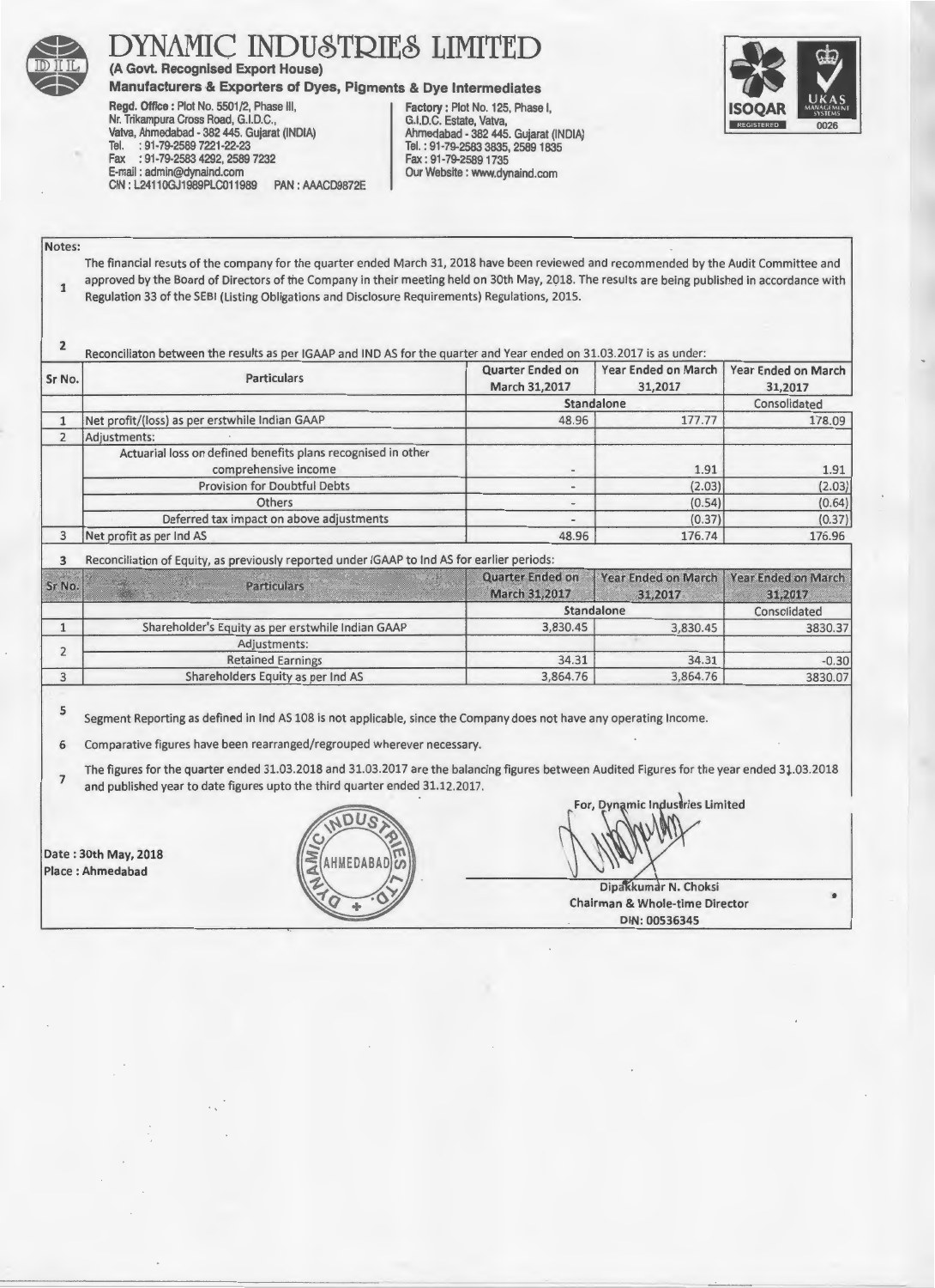# DYNAMIC INDUSTRIES LIMITED

**(A Govt. Recognised Export House)**

**Manufacturers & Exporters of Dyes, Pigments & Dye Intermediates**

**Regd. Office :** Plot No. 5501/2, Phase III, Nr. Trikampura Cross Road, G.I.D.C., Vatva, Ahmedabad - 382 445. Gujarat (INDIA)
Tel. : 91-79-2589 7221-22-23
Fax : 91-79-2583 4292, 2589 7232
E-mail : admin@dynaind.com
CIN : L24110GJ1989PLC011989 PAN : AAACD9872E

**Factory :** Plot No. 125, Phase I, G.I.D.C. Estate, Vatva, Ahmedabad - 382 445. Gujarat (INDIA)
Tel. : 91-79-2583 3835, 2589 1835
Fax : 91-79-2589 1735
Our Website : www.dynaind.com

Notes:

1. The financial resuts of the company for the quarter ended March 31, 2018 have been reviewed and recommended by the Audit Committee and approved by the Board of Directors of the Company in their meeting held on 30th May, 2018. The results are being published in accordance with Regulation 33 of the SEBI (Listing Obligations and Disclosure Requirements) Regulations, 2015.

2. Reconciliaton between the results as per IGAAP and IND AS for the quarter and Year ended on 31.03.2017 is as under:

| Sr No. | Particulars | Quarter Ended on March 31,2017 | Year Ended on March 31,2017 | Year Ended on March 31,2017 |
|---|---|---|---|---|
| | | Standalone | | Consolidated |
| 1 | Net profit/(loss) as per erstwhile Indian GAAP | 48.96 | 177.77 | 178.09 |
| 2 | Adjustments: | | | |
| | Actuarial loss on defined benefits plans recognised in other comprehensive income | - | 1.91 | 1.91 |
| | Provision for Doubtful Debts | - | (2.03) | (2.03) |
| | Others | - | (0.54) | (0.64) |
| | Deferred tax impact on above adjustments | - | (0.37) | (0.37) |
| 3 | Net profit as per Ind AS | 48.96 | 176.74 | 176.96 |

3. Reconciliation of Equity, as previously reported under IGAAP to Ind AS for earlier periods:

| Sr No. | Particulars | Quarter Ended on March 31,2017 | Year Ended on March 31,2017 | Year Ended on March 31,2017 |
|---|---|---|---|---|
| | | Standalone | | Consolidated |
| 1 | Shareholder's Equity as per erstwhile Indian GAAP | 3,830.45 | 3,830.45 | 3830.37 |
| 2 | Adjustments: | | | |
| | Retained Earnings | 34.31 | 34.31 | -0.30 |
| 3 | Shareholders Equity as per Ind AS | 3,864.76 | 3,864.76 | 3830.07 |

5. Segment Reporting as defined in Ind AS 108 is not applicable, since the Company does not have any operating Income.

6. Comparative figures have been rearranged/regrouped wherever necessary.

7. The figures for the quarter ended 31.03.2018 and 31.03.2017 are the balancing figures between Audited Figures for the year ended 31.03.2018 and published year to date figures upto the third quarter ended 31.12.2017.

Date : 30th May, 2018
Place : Ahmedabad

For, Dynamic Industries Limited

Dipakkumar N. Choksi
Chairman & Whole-time Director
DIN: 00536345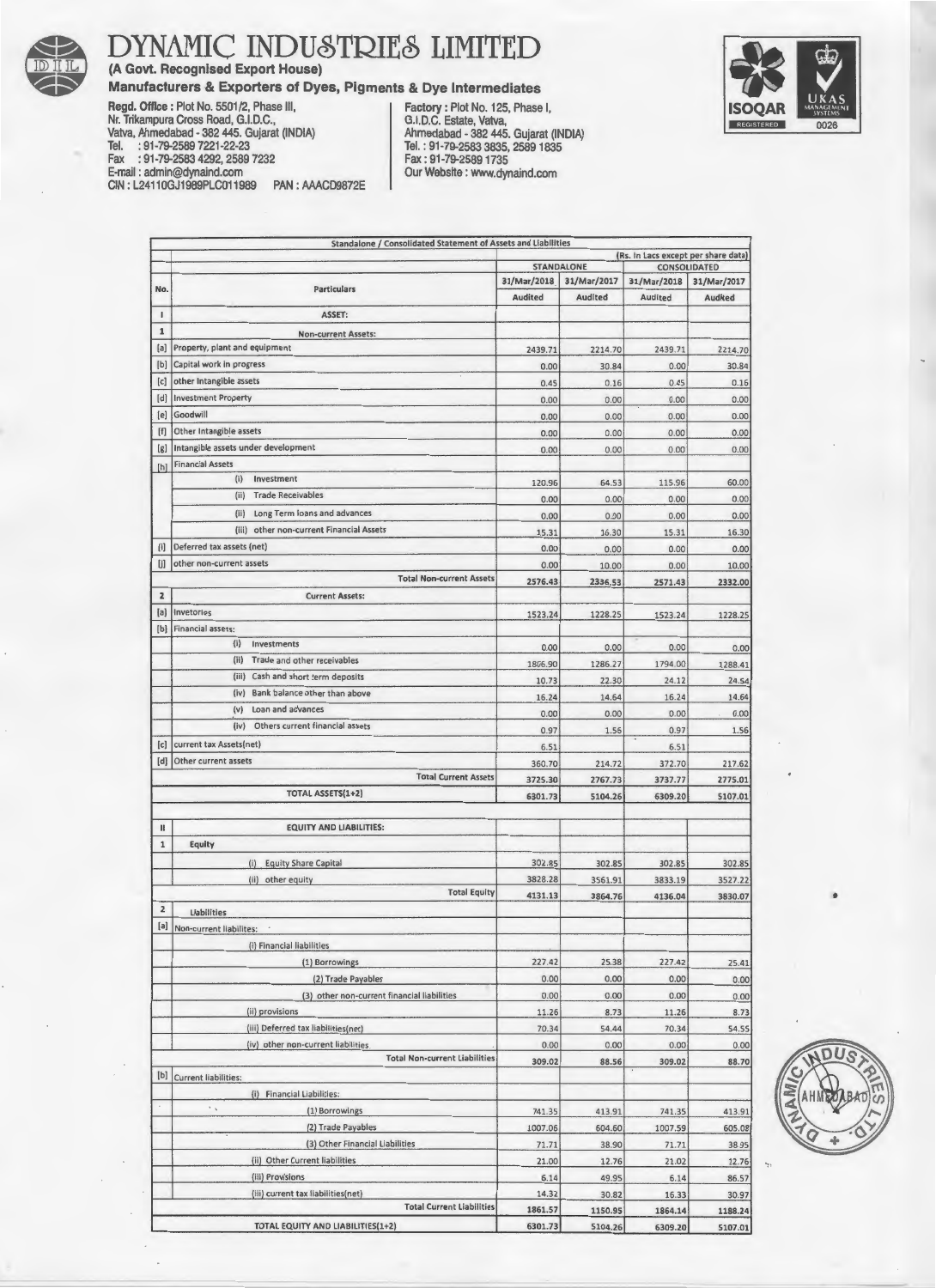# DYNAMIC INDUSTRIES LIMITED

**(A Govt. Recognised Export House)**

**Manufacturers & Exporters of Dyes, Pigments & Dye Intermediates**

Regd. Office : Plot No. 5501/2, Phase III,
Nr. Trikampura Cross Road, G.I.D.C.,
Vatva, Ahmedabad - 382 445. Gujarat (INDIA)
Tel. : 91-79-2589 7221-22-23
Fax : 91-79-2583 4292, 2589 7232
E-mail : admin@dynaind.com
CIN : L24110GJ1989PLC011989 PAN : AAACD9872E

Factory : Plot No. 125, Phase I,
G.I.D.C. Estate, Vatva,
Ahmedabad - 382 445. Gujarat (INDIA)
Tel. : 91-79-2583 3835, 2589 1835
Fax : 91-79-2589 1735
Our Website : www.dynaind.com

| Standalone / Consolidated Statement of Assets and Liabilities | | | | | |
|---|---|---|---|---|---|
| | | (Rs. In Lacs except per share data) | | | |
| | | STANDALONE | | CONSOLIDATED | |
| No. | Particulars | 31/Mar/2018 | 31/Mar/2017 | 31/Mar/2018 | 31/Mar/2017 |
| | | Audited | Audited | Audited | Audited |
| I | ASSET: | | | | |
| 1 | Non-current Assets: | | | | |
| [a] | Property, plant and equipment | 2439.71 | 2214.70 | 2439.71 | 2214.70 |
| [b] | Capital work in progress | 0.00 | 30.84 | 0.00 | 30.84 |
| [c] | other intangible assets | 0.45 | 0.16 | 0.45 | 0.16 |
| [d] | Investment Property | 0.00 | 0.00 | 0.00 | 0.00 |
| [e] | Goodwill | 0.00 | 0.00 | 0.00 | 0.00 |
| [f] | Other Intangible assets | 0.00 | 0.00 | 0.00 | 0.00 |
| [g] | Intangible assets under development | 0.00 | 0.00 | 0.00 | 0.00 |
| [h] | Financial Assets | | | | |
| | (i) Investment | 120.96 | 64.53 | 115.96 | 60.00 |
| | (ii) Trade Receivables | 0.00 | 0.00 | 0.00 | 0.00 |
| | (ii) Long Term loans and advances | 0.00 | 0.00 | 0.00 | 0.00 |
| | (iii) other non-current Financial Assets | 15.31 | 16.30 | 15.31 | 16.30 |
| [i] | Deferred tax assets (net) | 0.00 | 0.00 | 0.00 | 0.00 |
| [j] | other non-current assets | 0.00 | 10.00 | 0.00 | 10.00 |
| | Total Non-current Assets | 2576.43 | 2336.53 | 2571.43 | 2332.00 |
| 2 | Current Assets: | | | | |
| [a] | Invetories | 1523.24 | 1228.25 | 1523.24 | 1228.25 |
| [b] | Financial assets: | | | | |
| | (i) Investments | 0.00 | 0.00 | 0.00 | 0.00 |
| | (ii) Trade and other receivables | 1806.90 | 1286.27 | 1794.00 | 1288.41 |
| | (iii) Cash and short term deposits | 10.73 | 22.30 | 24.12 | 24.54 |
| | (iv) Bank balance other than above | 16.24 | 14.64 | 16.24 | 14.64 |
| | (v) Loan and advances | 0.00 | 0.00 | 0.00 | 0.00 |
| | (iv) Others current financial assets | 0.97 | 1.56 | 0.97 | 1.56 |
| [c] | current tax Assets(net) | 6.51 | | 6.51 | |
| [d] | Other current assets | 360.70 | 214.72 | 372.70 | 217.62 |
| | Total Current Assets | 3725.30 | 2767.73 | 3737.77 | 2775.01 |
| | TOTAL ASSETS(1+2) | 6301.73 | 5104.26 | 6309.20 | 5107.01 |
| II | EQUITY AND LIABILITIES: | | | | |
| 1 | Equity | | | | |
| | (i) Equity Share Capital | 302.85 | 302.85 | 302.85 | 302.85 |
| | (ii) other equity | 3828.28 | 3561.91 | 3833.19 | 3527.22 |
| | Total Equity | 4131.13 | 3864.76 | 4136.04 | 3830.07 |
| 2 | Liabilities | | | | |
| [a] | Non-current liabilites: | | | | |
| | (i) Financial liabilities | | | | |
| | (1) Borrowings | 227.42 | 25.38 | 227.42 | 25.41 |
| | (2) Trade Payables | 0.00 | 0.00 | 0.00 | 0.00 |
| | (3) other non-current financial liabilities | 0.00 | 0.00 | 0.00 | 0.00 |
| | (ii) provisions | 11.26 | 8.73 | 11.26 | 8.73 |
| | (iii) Deferred tax liabilities(net) | 70.34 | 54.44 | 70.34 | 54.55 |
| | (iv) other non-current liabilities | 0.00 | 0.00 | 0.00 | 0.00 |
| | Total Non-current Liabilities | 309.02 | 88.56 | 309.02 | 88.70 |
| [b] | Current liabilities: | | | | |
| | (i) Financial Liabilities: | | | | |
| | (1) Borrowings | 741.35 | 413.91 | 741.35 | 413.91 |
| | (2) Trade Payables | 1007.06 | 604.60 | 1007.59 | 605.08 |
| | (3) Other Financial Liabilities | 71.71 | 38.90 | 71.71 | 38.95 |
| | (ii) Other Current liabilities | 21.00 | 12.76 | 21.02 | 12.76 |
| | (iii) Provisions | 6.14 | 49.95 | 6.14 | 86.57 |
| | (iii) current tax liabilities(net) | 14.32 | 30.82 | 16.33 | 30.97 |
| | Total Current Liabilities | 1861.57 | 1150.95 | 1864.14 | 1188.24 |
| | TOTAL EQUITY AND LIABILITIES(1+2) | 6301.73 | 5104.26 | 6309.20 | 5107.01 |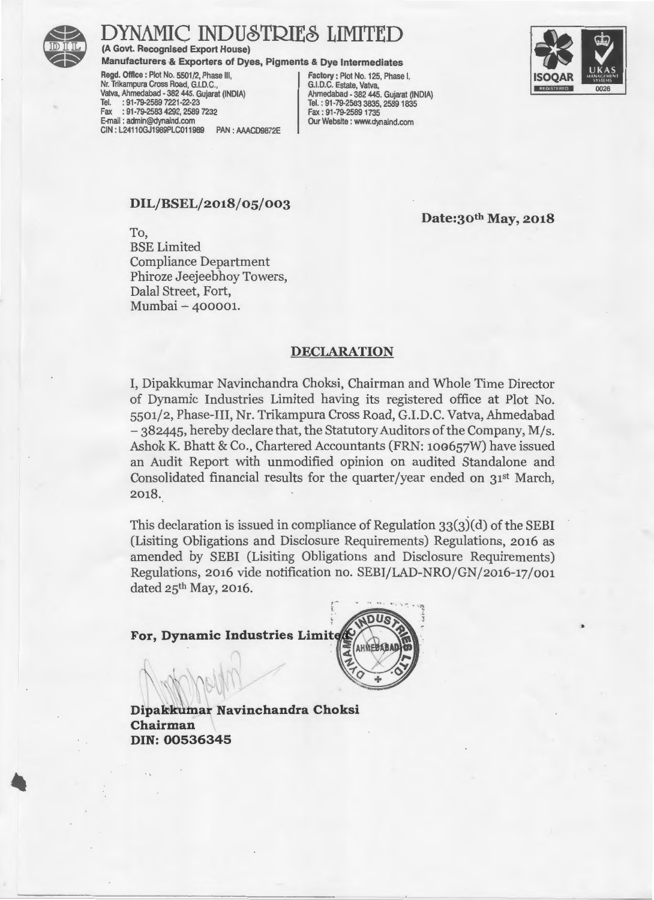# DYNAMIC INDUSTRIES LIMITED

**(A Govt. Recognised Export House)**

**Manufacturers & Exporters of Dyes, Pigments & Dye Intermediates**

**Regd. Office :** Plot No. 5501/2, Phase III, Nr. Trikampura Cross Road, G.I.D.C., Vatva, Ahmedabad - 382 445. Gujarat (INDIA)
Tel. : 91-79-2589 7221-22-23
Fax : 91-79-2583 4292, 2589 7232
E-mail : admin@dynaind.com
CIN : L24110GJ1989PLC011989 PAN : AAACD9872E

**Factory :** Plot No. 125, Phase I, G.I.D.C. Estate, Vatva, Ahmedabad - 382 445. Gujarat (INDIA)
Tel. : 91-79-2583 3835, 2589 1835
Fax : 91-79-2589 1735
Our Website : www.dynaind.com

**DIL/BSEL/2018/05/003**

**Date:30th May, 2018**

To,
BSE Limited
Compliance Department
Phiroze Jeejeebhoy Towers,
Dalal Street, Fort,
Mumbai – 400001.

## DECLARATION

I, Dipakkumar Navinchandra Choksi, Chairman and Whole Time Director of Dynamic Industries Limited having its registered office at Plot No. 5501/2, Phase-III, Nr. Trikampura Cross Road, G.I.D.C. Vatva, Ahmedabad – 382445, hereby declare that, the Statutory Auditors of the Company, M/s. Ashok K. Bhatt & Co., Chartered Accountants (FRN: 100657W) have issued an Audit Report with unmodified opinion on audited Standalone and Consolidated financial results for the quarter/year ended on 31st March, 2018.

This declaration is issued in compliance of Regulation 33(3)(d) of the SEBI (Lisiting Obligations and Disclosure Requirements) Regulations, 2016 as amended by SEBI (Lisiting Obligations and Disclosure Requirements) Regulations, 2016 vide notification no. SEBI/LAD-NRO/GN/2016-17/001 dated 25th May, 2016.

**For, Dynamic Industries Limited**

**Dipakkumar Navinchandra Choksi**
**Chairman**
**DIN: 00536345**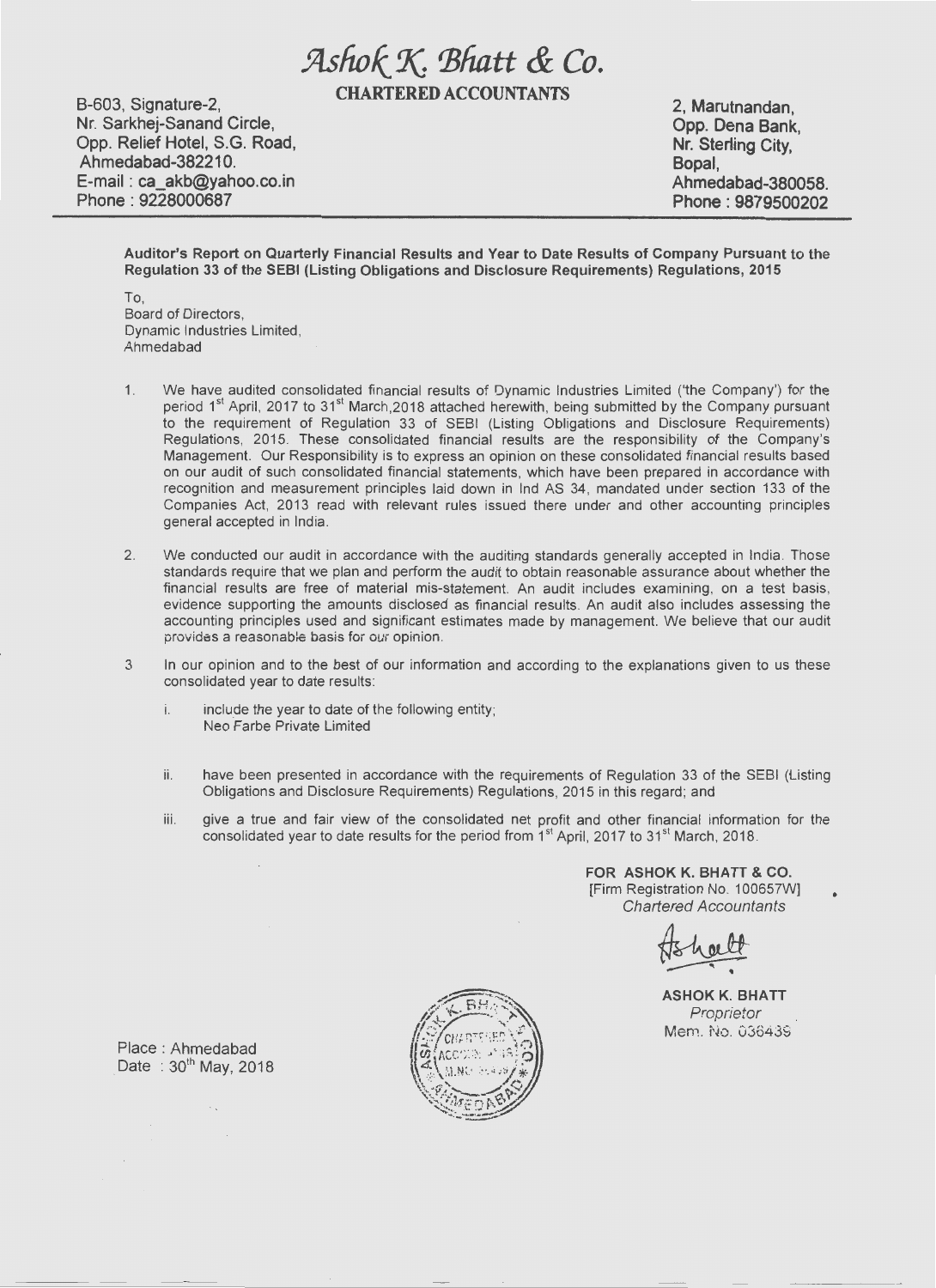# Ashok K. Bhatt & Co.

**CHARTERED ACCOUNTANTS**

B-603, Signature-2,
Nr. Sarkhej-Sanand Circle,
Opp. Relief Hotel, S.G. Road,
Ahmedabad-382210.
E-mail : ca_akb@yahoo.co.in
Phone : 9228000687

2, Marutnandan,
Opp. Dena Bank,
Nr. Sterling City,
Bopal,
Ahmedabad-380058.
Phone : 9879500202

**Auditor's Report on Quarterly Financial Results and Year to Date Results of Company Pursuant to the Regulation 33 of the SEBI (Listing Obligations and Disclosure Requirements) Regulations, 2015**

To,
Board of Directors,
Dynamic Industries Limited,
Ahmedabad

1. We have audited consolidated financial results of Dynamic Industries Limited ('the Company') for the period 1st April, 2017 to 31st March,2018 attached herewith, being submitted by the Company pursuant to the requirement of Regulation 33 of SEBI (Listing Obligations and Disclosure Requirements) Regulations, 2015. These consolidated financial results are the responsibility of the Company's Management. Our Responsibility is to express an opinion on these consolidated financial results based on our audit of such consolidated financial statements, which have been prepared in accordance with recognition and measurement principles laid down in Ind AS 34, mandated under section 133 of the Companies Act, 2013 read with relevant rules issued there under and other accounting principles general accepted in India.

2. We conducted our audit in accordance with the auditing standards generally accepted in India. Those standards require that we plan and perform the audit to obtain reasonable assurance about whether the financial results are free of material mis-statement. An audit includes examining, on a test basis, evidence supporting the amounts disclosed as financial results. An audit also includes assessing the accounting principles used and significant estimates made by management. We believe that our audit provides a reasonable basis for our opinion.

3. In our opinion and to the best of our information and according to the explanations given to us these consolidated year to date results:

   i. include the year to date of the following entity;
      Neo Farbe Private Limited

   ii. have been presented in accordance with the requirements of Regulation 33 of the SEBI (Listing Obligations and Disclosure Requirements) Regulations, 2015 in this regard; and

   iii. give a true and fair view of the consolidated net profit and other financial information for the consolidated year to date results for the period from 1st April, 2017 to 31st March, 2018.

**FOR ASHOK K. BHATT & CO.**
[Firm Registration No. 100657W]
*Chartered Accountants*

**ASHOK K. BHATT**
*Proprietor*
Mem. No. 036439

Place : Ahmedabad
Date : 30th May, 2018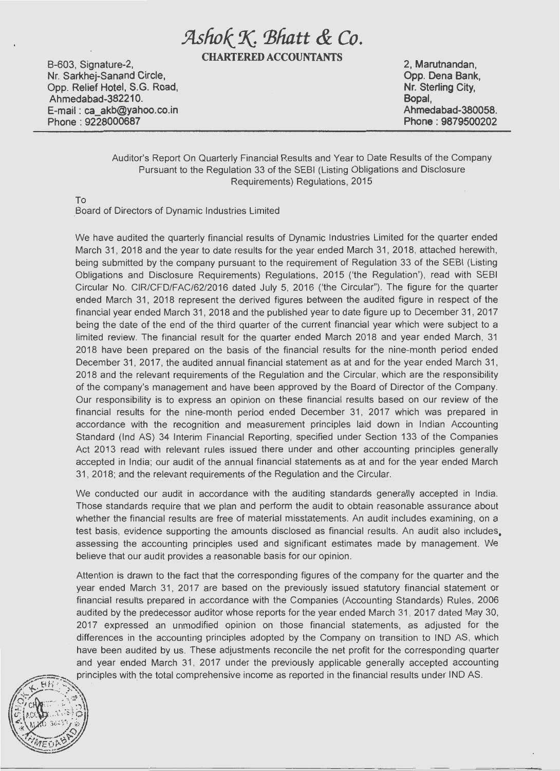# *Ashok K. Bhatt & Co.*

**CHARTERED ACCOUNTANTS**

B-603, Signature-2,
Nr. Sarkhej-Sanand Circle,
Opp. Relief Hotel, S.G. Road,
Ahmedabad-382210.
E-mail : ca_akb@yahoo.co.in
Phone : 9228000687

2, Marutnandan,
Opp. Dena Bank,
Nr. Sterling City,
Bopal,
Ahmedabad-380058.
Phone : 9879500202

Auditor's Report On Quarterly Financial Results and Year to Date Results of the Company Pursuant to the Regulation 33 of the SEBI (Listing Obligations and Disclosure Requirements) Regulations, 2015

To
Board of Directors of Dynamic Industries Limited

We have audited the quarterly financial results of Dynamic Industries Limited for the quarter ended March 31, 2018 and the year to date results for the year ended March 31, 2018, attached herewith, being submitted by the company pursuant to the requirement of Regulation 33 of the SEBI (Listing Obligations and Disclosure Requirements) Regulations, 2015 ('the Regulation'), read with SEBI Circular No. CIR/CFD/FAC/62/2016 dated July 5, 2016 ('the Circular"). The figure for the quarter ended March 31, 2018 represent the derived figures between the audited figure in respect of the financial year ended March 31, 2018 and the published year to date figure up to December 31, 2017 being the date of the end of the third quarter of the current financial year which were subject to a limited review. The financial result for the quarter ended March 2018 and year ended March, 31 2018 have been prepared on the basis of the financial results for the nine-month period ended December 31, 2017, the audited annual financial statement as at and for the year ended March 31, 2018 and the relevant requirements of the Regulation and the Circular, which are the responsibility of the company's management and have been approved by the Board of Director of the Company. Our responsibility is to express an opinion on these financial results based on our review of the financial results for the nine-month period ended December 31, 2017 which was prepared in accordance with the recognition and measurement principles laid down in Indian Accounting Standard (Ind AS) 34 Interim Financial Reporting, specified under Section 133 of the Companies Act 2013 read with relevant rules issued there under and other accounting principles generally accepted in India; our audit of the annual financial statements as at and for the year ended March 31, 2018; and the relevant requirements of the Regulation and the Circular.

We conducted our audit in accordance with the auditing standards generally accepted in India. Those standards require that we plan and perform the audit to obtain reasonable assurance about whether the financial results are free of material misstatements. An audit includes examining, on a test basis, evidence supporting the amounts disclosed as financial results. An audit also includes, assessing the accounting principles used and significant estimates made by management. We believe that our audit provides a reasonable basis for our opinion.

Attention is drawn to the fact that the corresponding figures of the company for the quarter and the year ended March 31, 2017 are based on the previously issued statutory financial statement or financial results prepared in accordance with the Companies (Accounting Standards) Rules, 2006 audited by the predecessor auditor whose reports for the year ended March 31, 2017 dated May 30, 2017 expressed an unmodified opinion on those financial statements, as adjusted for the differences in the accounting principles adopted by the Company on transition to IND AS, which have been audited by us. These adjustments reconcile the net profit for the corresponding quarter and year ended March 31, 2017 under the previously applicable generally accepted accounting principles with the total comprehensive income as reported in the financial results under IND AS.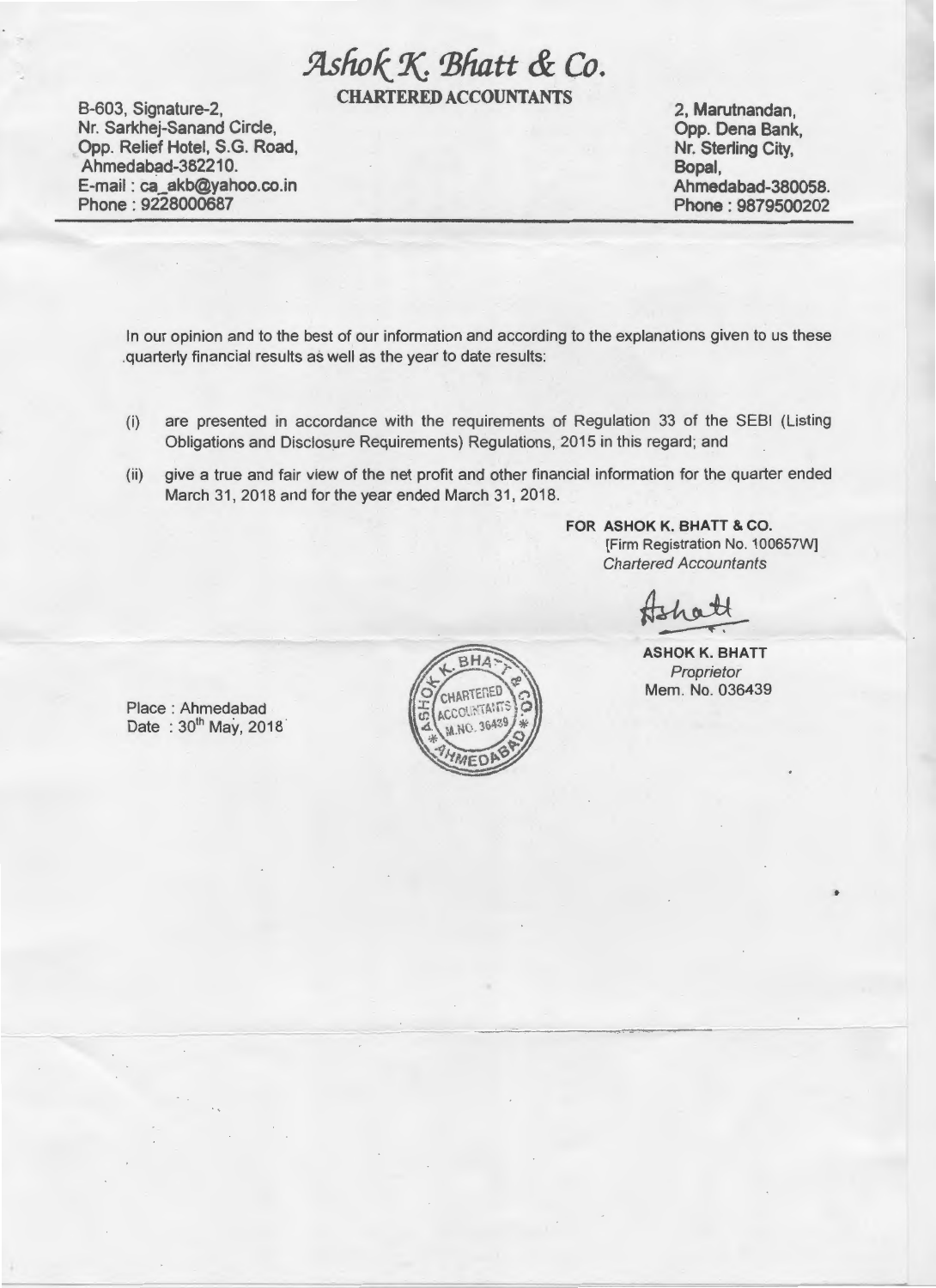# *Ashok K. Bhatt & Co.*

**CHARTERED ACCOUNTANTS**

B-603, Signature-2,
Nr. Sarkhej-Sanand Circle,
Opp. Relief Hotel, S.G. Road,
Ahmedabad-382210.
E-mail : ca_akb@yahoo.co.in
Phone : 9228000687

2, Marutnandan,
Opp. Dena Bank,
Nr. Sterling City,
Bopal,
Ahmedabad-380058.
Phone : 9879500202

---

In our opinion and to the best of our information and according to the explanations given to us these quarterly financial results as well as the year to date results:

(i) are presented in accordance with the requirements of Regulation 33 of the SEBI (Listing Obligations and Disclosure Requirements) Regulations, 2015 in this regard; and

(ii) give a true and fair view of the net profit and other financial information for the quarter ended March 31, 2018 and for the year ended March 31, 2018.

**FOR ASHOK K. BHATT & CO.**
[Firm Registration No. 100657W]
*Chartered Accountants*

**ASHOK K. BHATT**
*Proprietor*
Mem. No. 036439

Place : Ahmedabad
Date : 30th May, 2018